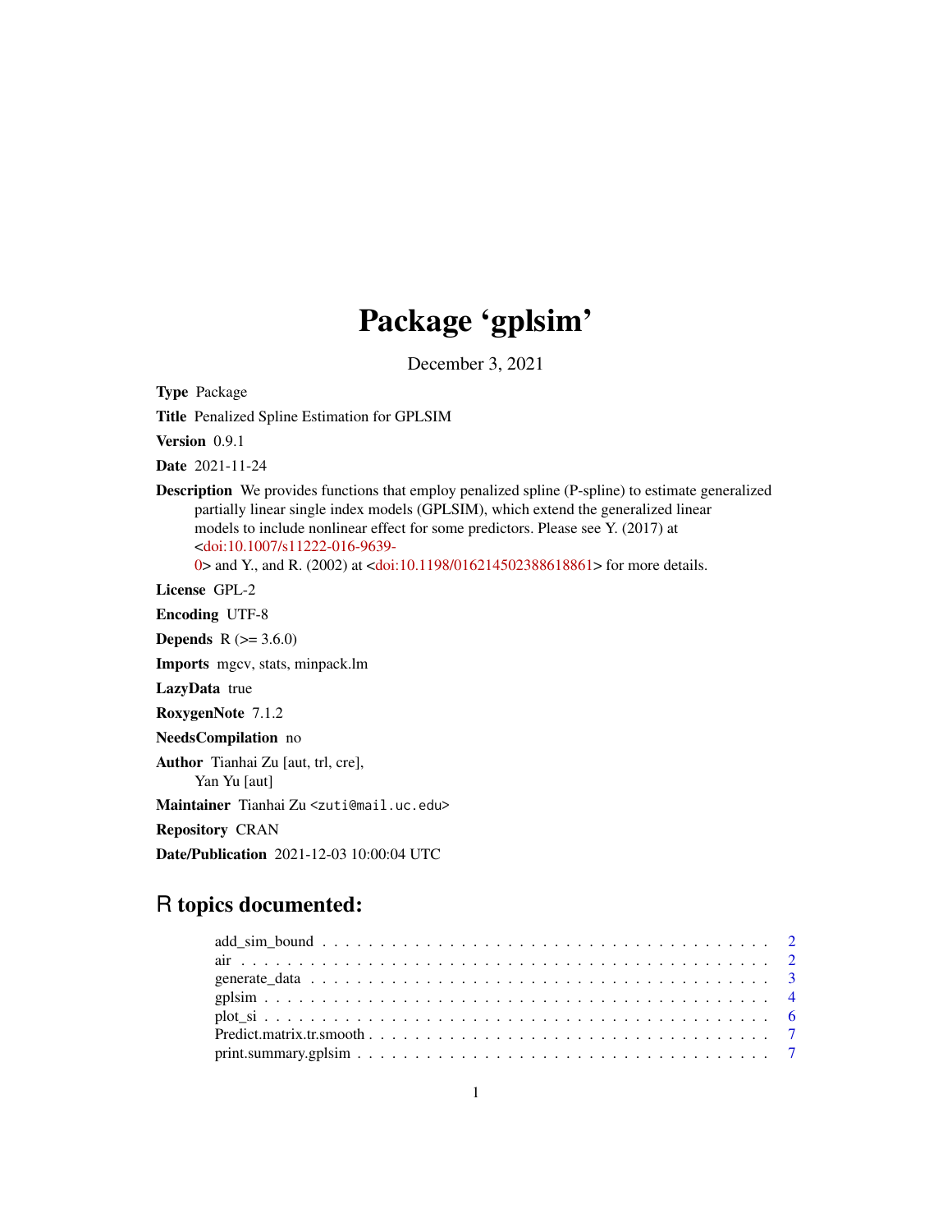# Package 'gplsim'

December 3, 2021

**Type** Package

**Title** Penalized Spline Estimation for GPLSIM

**Version** 0.9.1

**Date** 2021-11-24

**Description** We provides functions that employ penalized spline (P-spline) to estimate generalized partially linear single index models (GPLSIM), which extend the generalized linear models to include nonlinear effect for some predictors. Please see Y. (2017) at <doi:10.1007/s11222-016-9639-0> and Y., and R. (2002) at <doi:10.1198/016214502388618861> for more details.

**License** GPL-2

**Encoding** UTF-8

**Depends** R (>= 3.6.0)

**Imports** mgcv, stats, minpack.lm

**LazyData** true

**RoxygenNote** 7.1.2

**NeedsCompilation** no

**Author** Tianhai Zu [aut, trl, cre], Yan Yu [aut]

**Maintainer** Tianhai Zu <zuti@mail.uc.edu>

**Repository** CRAN

**Date/Publication** 2021-12-03 10:00:04 UTC

## R topics documented:

- add_sim_bound . . . . . . . . . . 2
- air . . . . . . . . . . 2
- generate_data . . . . . . . . . . 3
- gplsim . . . . . . . . . . 4
- plot_si . . . . . . . . . . 6
- Predict.matrix.tr.smooth . . . . . . . . . . 7
- print.summary.gplsim . . . . . . . . . . 7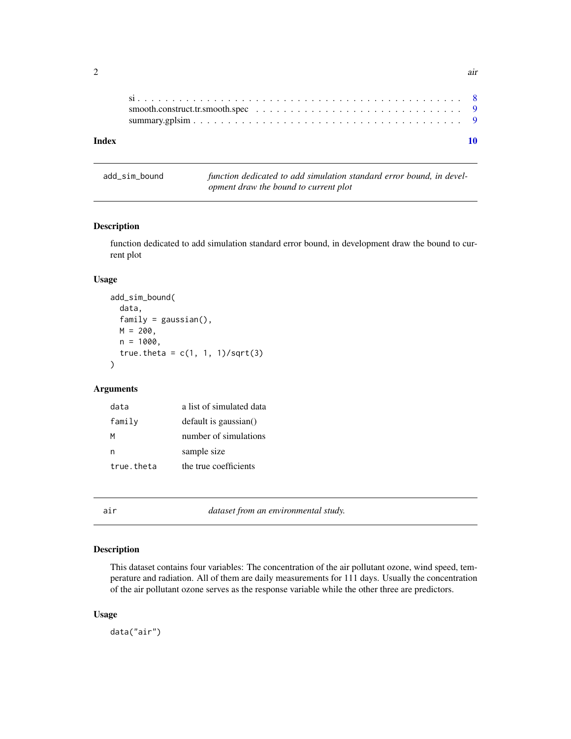si . . . . . . . . . . . . . . . . . . . . . . . . . . . . . . . . . . . . . . . . . . . . 8
smooth.construct.tr.smooth.spec . . . . . . . . . . . . . . . . . . . . . . . . . . . . . 9
summary.gplsim . . . . . . . . . . . . . . . . . . . . . . . . . . . . . . . . . . . . . 9

**Index** **10**

---

`add_sim_bound` *function dedicated to add simulation standard error bound, in development draw the bound to current plot*

---

## Description

function dedicated to add simulation standard error bound, in development draw the bound to current plot

## Usage

```
add_sim_bound(
  data,
  family = gaussian(),
  M = 200,
  n = 1000,
  true.theta = c(1, 1, 1)/sqrt(3)
)
```

## Arguments

| | |
|---|---|
| `data` | a list of simulated data |
| `family` | default is gaussian() |
| `M` | number of simulations |
| `n` | sample size |
| `true.theta` | the true coefficients |

---

`air` *dataset from an environmental study.*

---

## Description

This dataset contains four variables: The concentration of the air pollutant ozone, wind speed, temperature and radiation. All of them are daily measurements for 111 days. Usually the concentration of the air pollutant ozone serves as the response variable while the other three are predictors.

## Usage

```
data("air")
```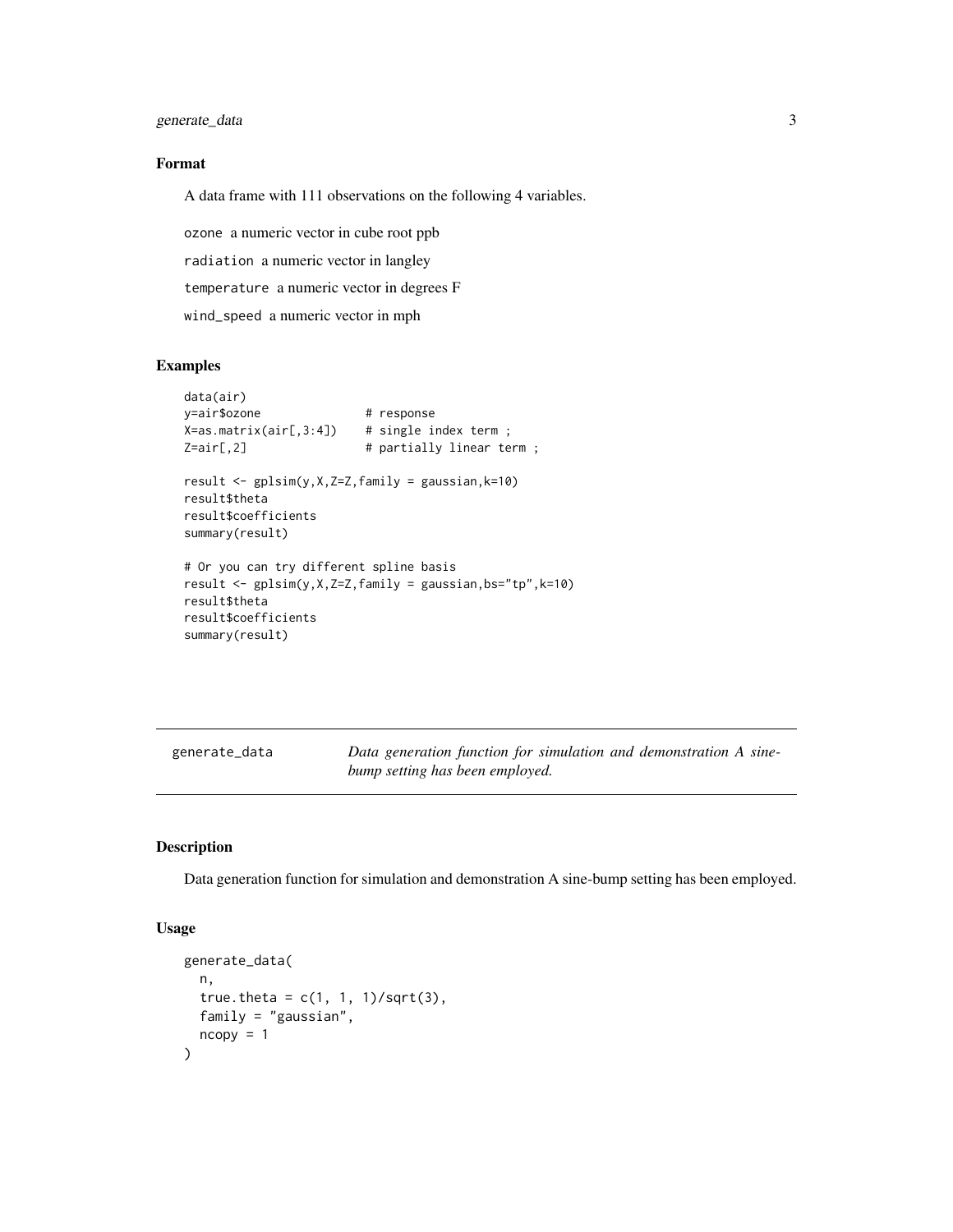### Format

A data frame with 111 observations on the following 4 variables.

- `ozone` a numeric vector in cube root ppb
- `radiation` a numeric vector in langley
- `temperature` a numeric vector in degrees F
- `wind_speed` a numeric vector in mph

### Examples

```
data(air)
y=air$ozone               # response
X=as.matrix(air[,3:4])    # single index term ;
Z=air[,2]                 # partially linear term ;

result <- gplsim(y,X,Z=Z,family = gaussian,k=10)
result$theta
result$coefficients
summary(result)

# Or you can try different spline basis
result <- gplsim(y,X,Z=Z,family = gaussian,bs="tp",k=10)
result$theta
result$coefficients
summary(result)
```

---

## generate_data

*Data generation function for simulation and demonstration A sine-bump setting has been employed.*

---

### Description

Data generation function for simulation and demonstration A sine-bump setting has been employed.

### Usage

```
generate_data(
  n,
  true.theta = c(1, 1, 1)/sqrt(3),
  family = "gaussian",
  ncopy = 1
)
```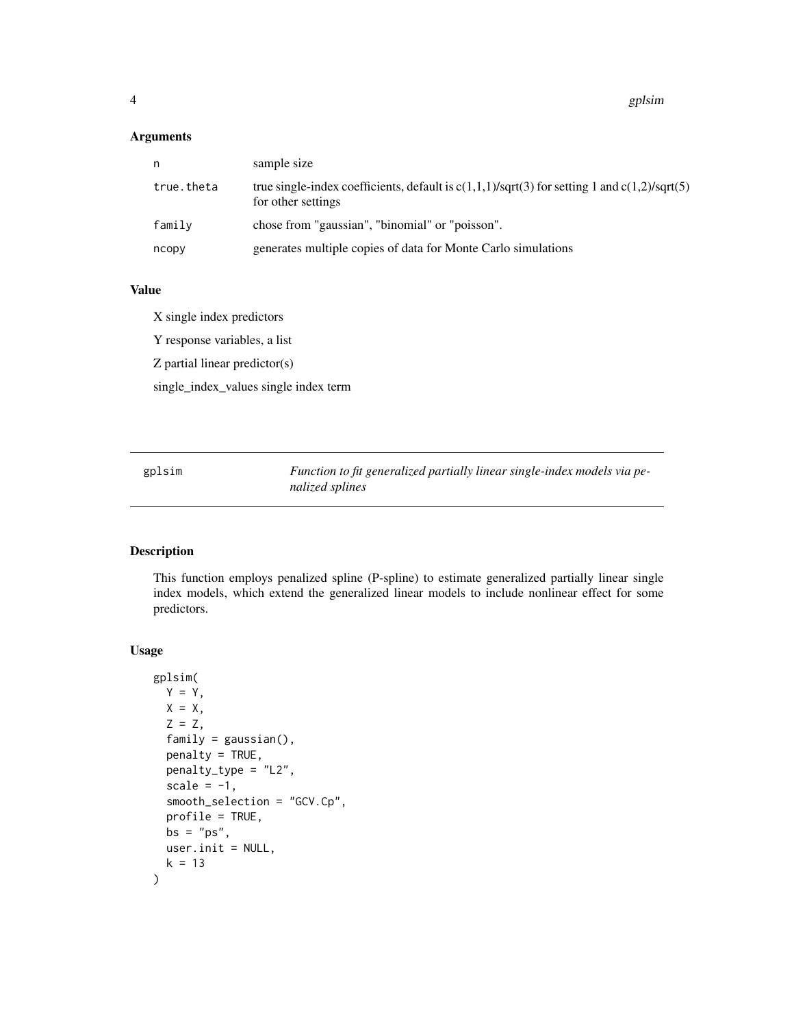### Arguments

| | |
|---|---|
| n | sample size |
| true.theta | true single-index coefficients, default is c(1,1,1)/sqrt(3) for setting 1 and c(1,2)/sqrt(5) for other settings |
| family | chose from "gaussian", "binomial" or "poisson". |
| ncopy | generates multiple copies of data for Monte Carlo simulations |

### Value

X single index predictors

Y response variables, a list

Z partial linear predictor(s)

single_index_values single index term

---

## gplsim

*Function to fit generalized partially linear single-index models via penalized splines*

---

### Description

This function employs penalized spline (P-spline) to estimate generalized partially linear single index models, which extend the generalized linear models to include nonlinear effect for some predictors.

### Usage

```
gplsim(
  Y = Y,
  X = X,
  Z = Z,
  family = gaussian(),
  penalty = TRUE,
  penalty_type = "L2",
  scale = -1,
  smooth_selection = "GCV.Cp",
  profile = TRUE,
  bs = "ps",
  user.init = NULL,
  k = 13
)
```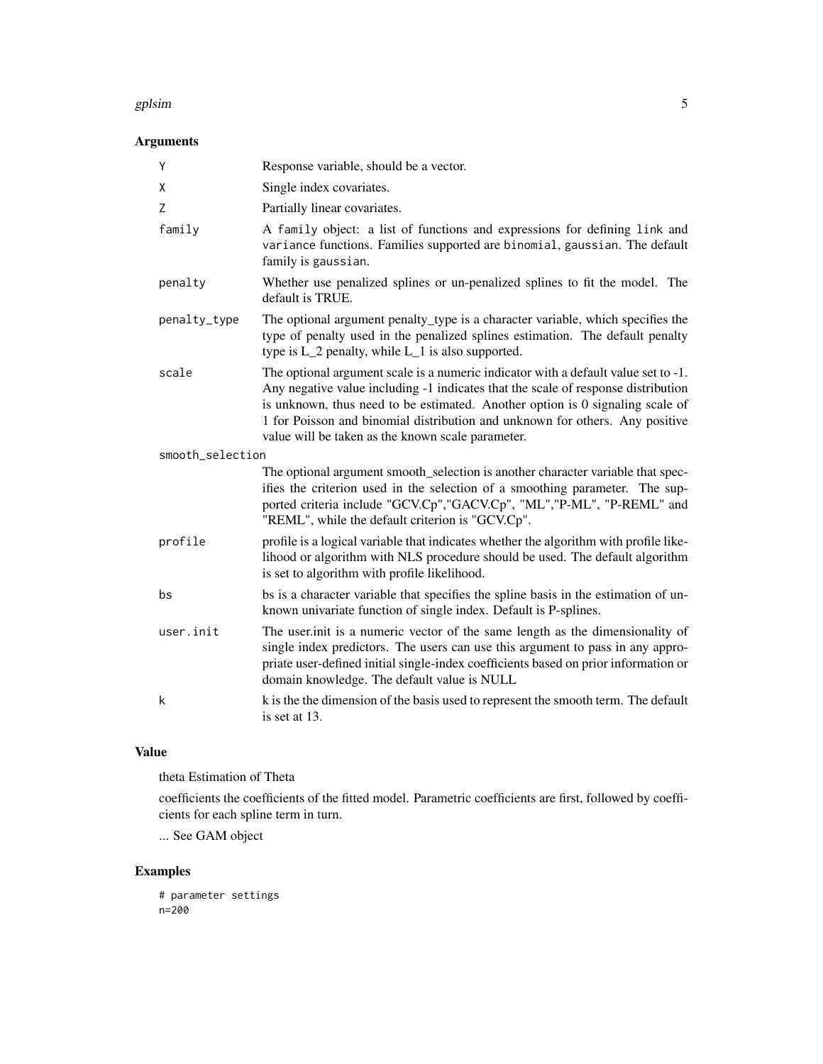## Arguments

| | |
|---|---|
| Y | Response variable, should be a vector. |
| X | Single index covariates. |
| Z | Partially linear covariates. |
| family | A family object: a list of functions and expressions for defining link and variance functions. Families supported are binomial, gaussian. The default family is gaussian. |
| penalty | Whether use penalized splines or un-penalized splines to fit the model. The default is TRUE. |
| penalty_type | The optional argument penalty_type is a character variable, which specifies the type of penalty used in the penalized splines estimation. The default penalty type is L_2 penalty, while L_1 is also supported. |
| scale | The optional argument scale is a numeric indicator with a default value set to -1. Any negative value including -1 indicates that the scale of response distribution is unknown, thus need to be estimated. Another option is 0 signaling scale of 1 for Poisson and binomial distribution and unknown for others. Any positive value will be taken as the known scale parameter. |
| smooth_selection | The optional argument smooth_selection is another character variable that specifies the criterion used in the selection of a smoothing parameter. The supported criteria include "GCV.Cp","GACV.Cp", "ML","P-ML", "P-REML" and "REML", while the default criterion is "GCV.Cp". |
| profile | profile is a logical variable that indicates whether the algorithm with profile likelihood or algorithm with NLS procedure should be used. The default algorithm is set to algorithm with profile likelihood. |
| bs | bs is a character variable that specifies the spline basis in the estimation of unknown univariate function of single index. Default is P-splines. |
| user.init | The user.init is a numeric vector of the same length as the dimensionality of single index predictors. The users can use this argument to pass in any appropriate user-defined initial single-index coefficients based on prior information or domain knowledge. The default value is NULL |
| k | k is the the dimension of the basis used to represent the smooth term. The default is set at 13. |

## Value

theta Estimation of Theta

coefficients the coefficients of the fitted model. Parametric coefficients are first, followed by coefficients for each spline term in turn.

... See GAM object

## Examples

```
# parameter settings
n=200
```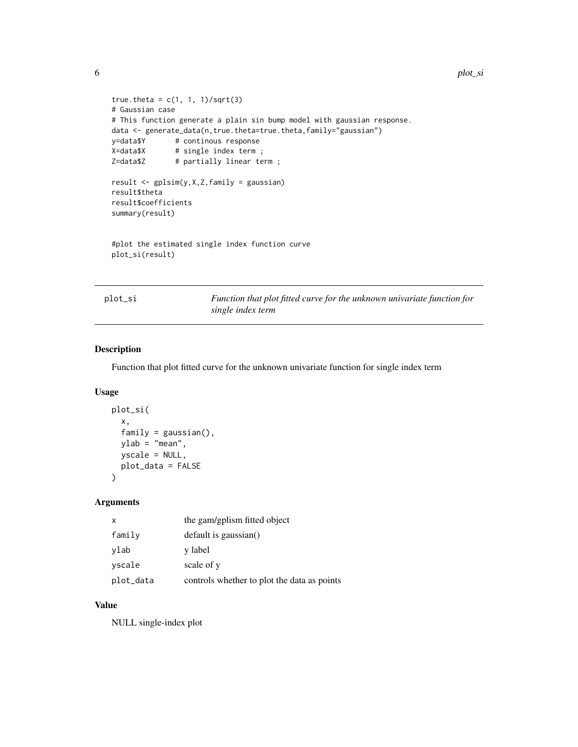```
true.theta = c(1, 1, 1)/sqrt(3)
# Gaussian case
# This function generate a plain sin bump model with gaussian response.
data <- generate_data(n,true.theta=true.theta,family="gaussian")
y=data$Y       # continous response
X=data$X       # single index term ;
Z=data$Z       # partially linear term ;

result <- gplsim(y,X,Z,family = gaussian)
result$theta
result$coefficients
summary(result)


#plot the estimated single index function curve
plot_si(result)
```

## plot_si — *Function that plot fitted curve for the unknown univariate function for single index term*

### Description

Function that plot fitted curve for the unknown univariate function for single index term

### Usage

```
plot_si(
  x,
  family = gaussian(),
  ylab = "mean",
  yscale = NULL,
  plot_data = FALSE
)
```

### Arguments

| | |
|---|---|
| `x` | the gam/gplism fitted object |
| `family` | default is gaussian() |
| `ylab` | y label |
| `yscale` | scale of y |
| `plot_data` | controls whether to plot the data as points |

### Value

NULL single-index plot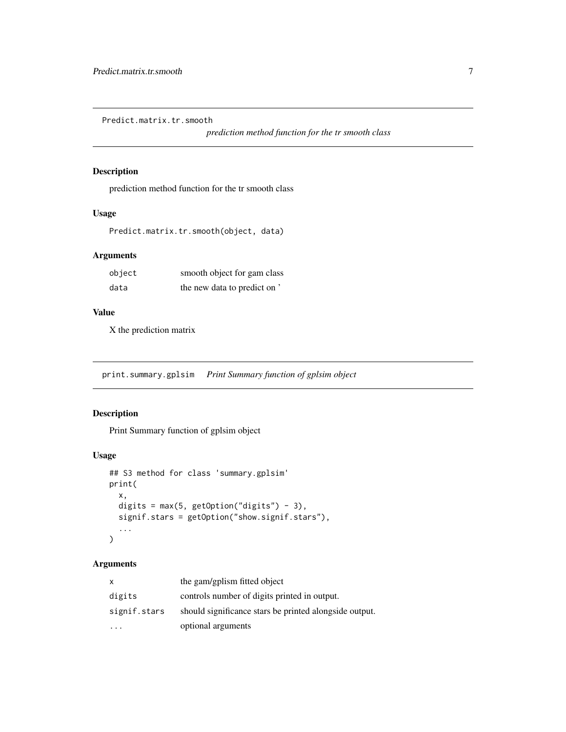## Predict.matrix.tr.smooth

*prediction method function for the tr smooth class*

### Description

prediction method function for the tr smooth class

### Usage

```
Predict.matrix.tr.smooth(object, data)
```

### Arguments

| | |
|---|---|
| object | smooth object for gam class |
| data | the new data to predict on ' |

### Value

X the prediction matrix

## print.summary.gplsim

*Print Summary function of gplsim object*

### Description

Print Summary function of gplsim object

### Usage

```
## S3 method for class 'summary.gplsim'
print(
  x,
  digits = max(5, getOption("digits") - 3),
  signif.stars = getOption("show.signif.stars"),
  ...
)
```

### Arguments

| | |
|---|---|
| x | the gam/gplism fitted object |
| digits | controls number of digits printed in output. |
| signif.stars | should significance stars be printed alongside output. |
| ... | optional arguments |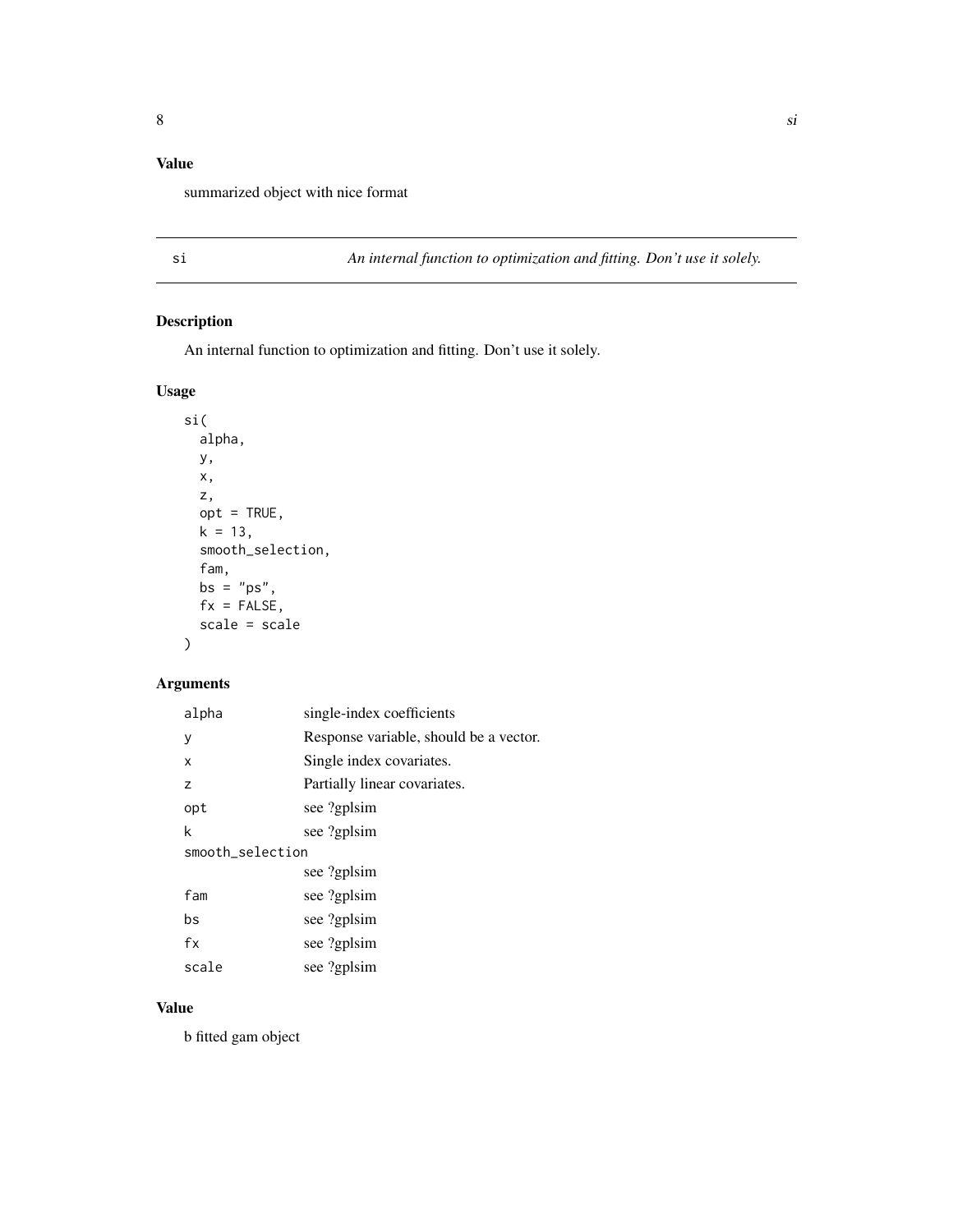## Value

summarized object with nice format

---

## si — *An internal function to optimization and fitting. Don't use it solely.*

### Description

An internal function to optimization and fitting. Don't use it solely.

### Usage

```
si(
  alpha,
  y,
  x,
  z,
  opt = TRUE,
  k = 13,
  smooth_selection,
  fam,
  bs = "ps",
  fx = FALSE,
  scale = scale
)
```

### Arguments

| Argument | Description |
|---|---|
| alpha | single-index coefficients |
| y | Response variable, should be a vector. |
| x | Single index covariates. |
| z | Partially linear covariates. |
| opt | see ?gplsim |
| k | see ?gplsim |
| smooth_selection | see ?gplsim |
| fam | see ?gplsim |
| bs | see ?gplsim |
| fx | see ?gplsim |
| scale | see ?gplsim |

### Value

b fitted gam object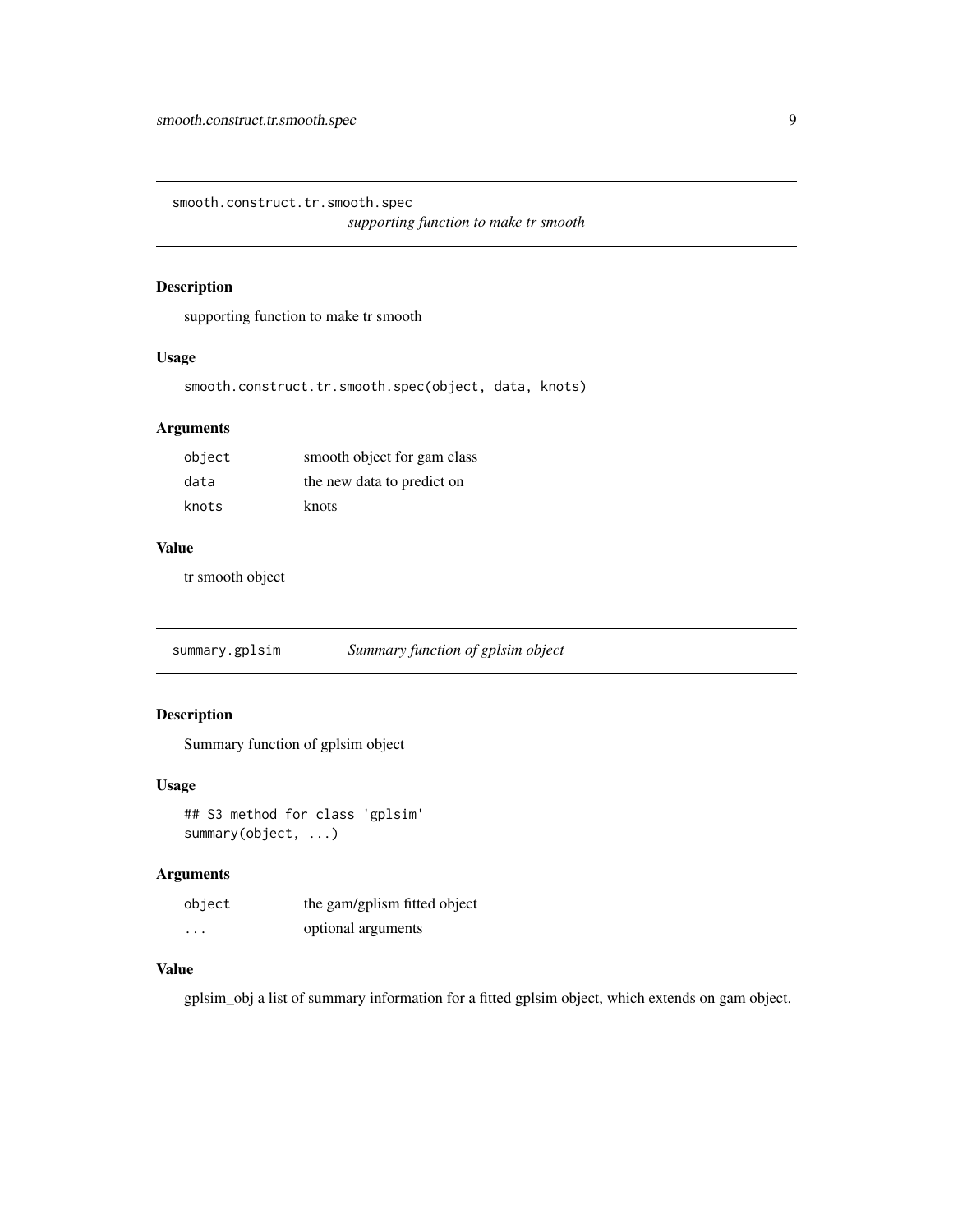## smooth.construct.tr.smooth.spec

*supporting function to make tr smooth*

### Description

supporting function to make tr smooth

### Usage

```
smooth.construct.tr.smooth.spec(object, data, knots)
```

### Arguments

| | |
|---|---|
| `object` | smooth object for gam class |
| `data` | the new data to predict on |
| `knots` | knots |

### Value

tr smooth object

## summary.gplsim

*Summary function of gplsim object*

### Description

Summary function of gplsim object

### Usage

```
## S3 method for class 'gplsim'
summary(object, ...)
```

### Arguments

| | |
|---|---|
| `object` | the gam/gplism fitted object |
| `...` | optional arguments |

### Value

gplsim_obj a list of summary information for a fitted gplsim object, which extends on gam object.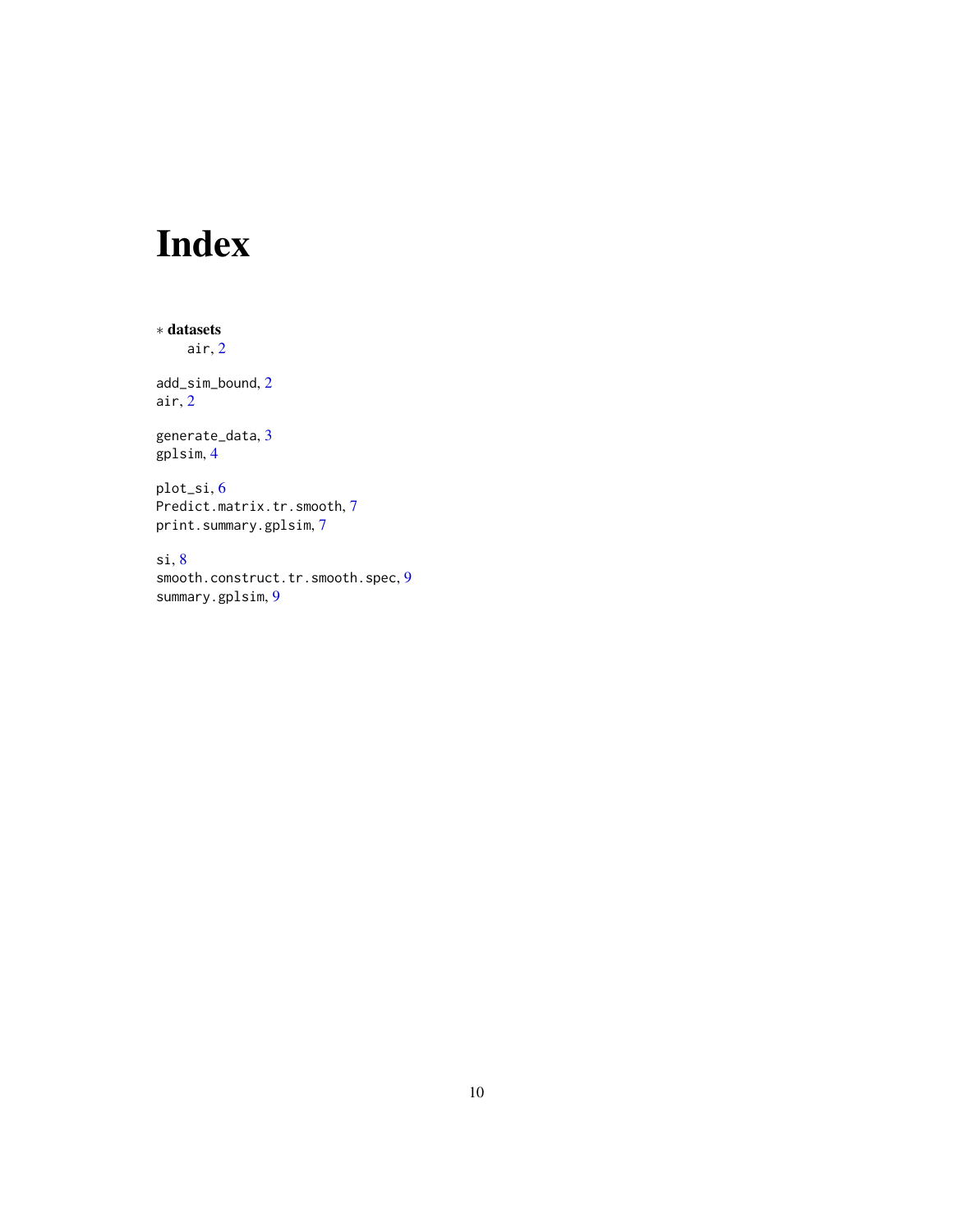# Index

∗ **datasets**

air, 2

add_sim_bound, 2
air, 2

generate_data, 3
gplsim, 4

plot_si, 6
Predict.matrix.tr.smooth, 7
print.summary.gplsim, 7

si, 8
smooth.construct.tr.smooth.spec, 9
summary.gplsim, 9